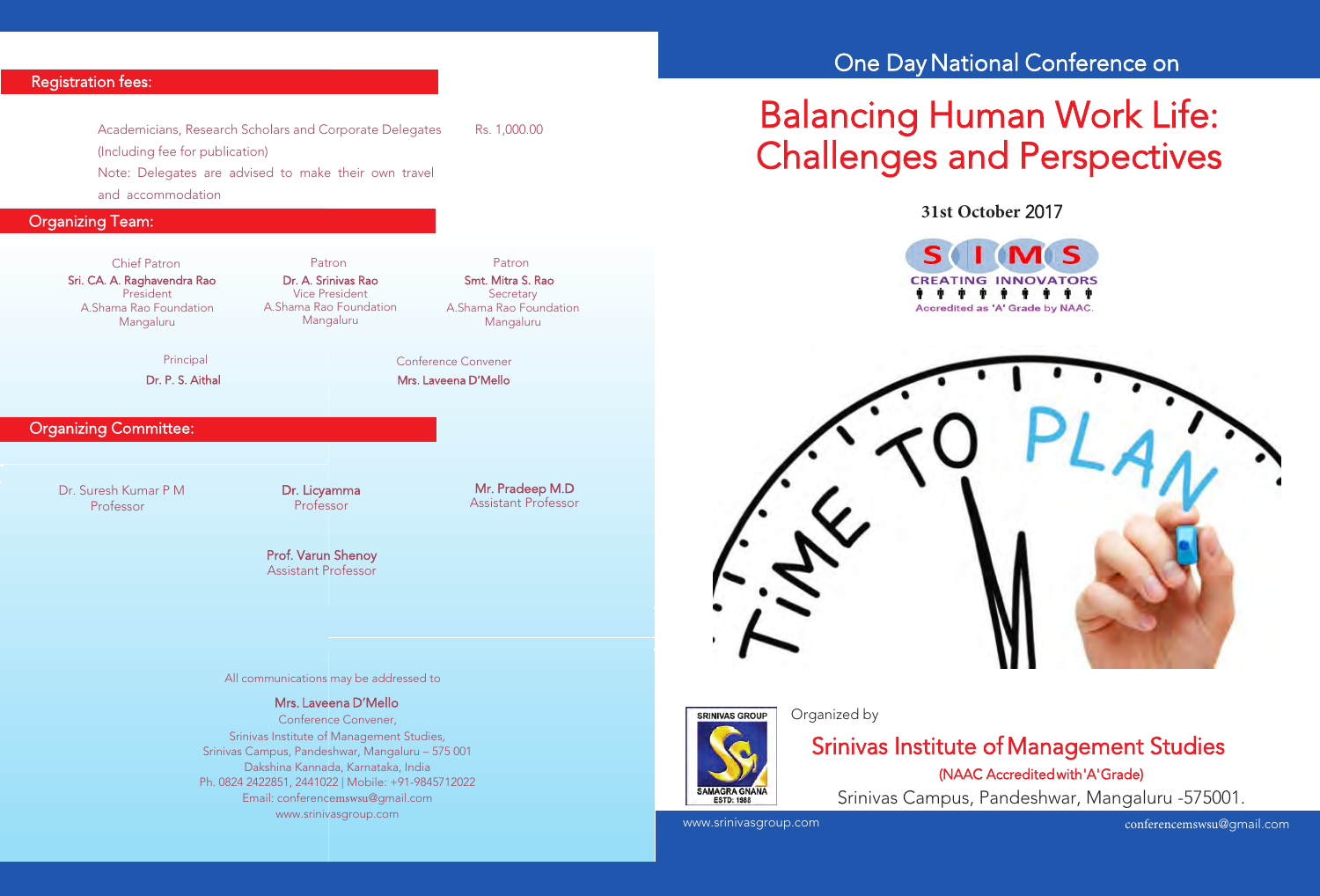## Registration fees:

Academicians, Research Scholars and Corporate Delegates (Including fee for publication) — Rs. 1,000.00

Note: Delegates are advised to make their own travel and accommodation

## Organizing Team:

Chief Patron
**Sri. CA. A. Raghavendra Rao**
President
A.Shama Rao Foundation
Mangaluru

Patron
**Dr. A. Srinivas Rao**
Vice President
A.Shama Rao Foundation
Mangaluru

Patron
**Smt. Mitra S. Rao**
Secretary
A.Shama Rao Foundation
Mangaluru

Principal
**Dr. P. S. Aithal**

Conference Convener
**Mrs. Laveena D'Mello**

## Organizing Committee:

Dr. Suresh Kumar P M
Professor

**Dr. Licyamma**
Professor

**Mr. Pradeep M.D**
Assistant Professor

**Prof. Varun Shenoy**
Assistant Professor

All communications may be addressed to

**Mrs. Laveena D'Mello**
Conference Convener,
Srinivas Institute of Management Studies,
Srinivas Campus, Pandeshwar, Mangaluru – 575 001
Dakshina Kannada, Karnataka, India
Ph. 0824 2422851, 2441022 | Mobile: +91-9845712022
Email: conferencemswsu@gmail.com
www.srinivasgroup.com

---

One Day National Conference on

# Balancing Human Work Life: Challenges and Perspectives

**31st October 2017**

SIMS
CREATING INNOVATORS
Accredited as 'A' Grade by NAAC.

TIME TO PLAN

SRINIVAS GROUP
SAMAGRA GNANA
ESTD: 1988

Organized by

## Srinivas Institute of Management Studies

(NAAC Accredited with 'A' Grade)

Srinivas Campus, Pandeshwar, Mangaluru -575001.

www.srinivasgroup.com

conferencemswsu@gmail.com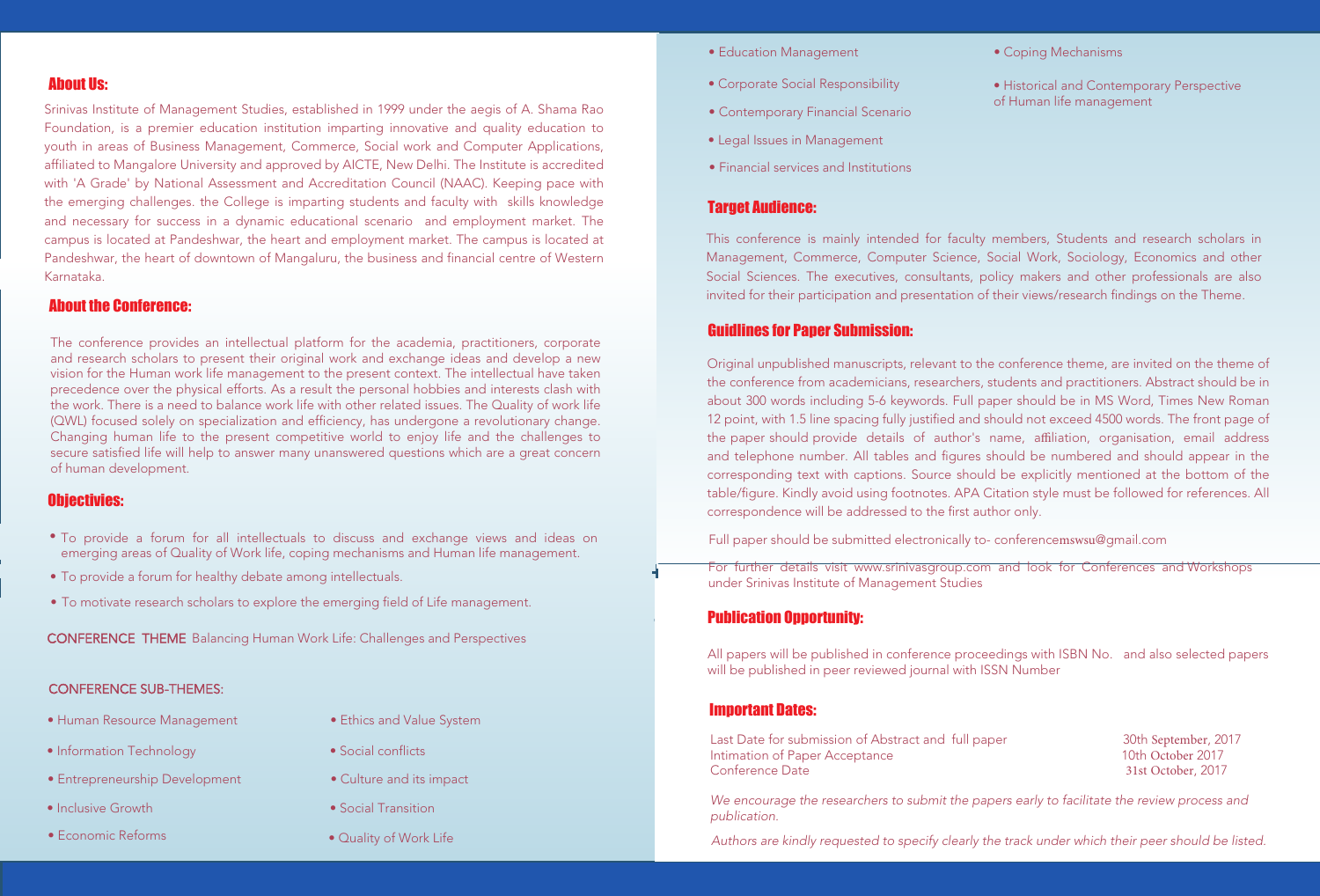## About Us:

Srinivas Institute of Management Studies, established in 1999 under the aegis of A. Shama Rao Foundation, is a premier education institution imparting innovative and quality education to youth in areas of Business Management, Commerce, Social work and Computer Applications, affiliated to Mangalore University and approved by AICTE, New Delhi. The Institute is accredited with 'A Grade' by National Assessment and Accreditation Council (NAAC). Keeping pace with the emerging challenges. the College is imparting students and faculty with skills knowledge and necessary for success in a dynamic educational scenario and employment market. The campus is located at Pandeshwar, the heart and employment market. The campus is located at Pandeshwar, the heart of downtown of Mangaluru, the business and financial centre of Western Karnataka.

## About the Conference:

The conference provides an intellectual platform for the academia, practitioners, corporate and research scholars to present their original work and exchange ideas and develop a new vision for the Human work life management to the present context. The intellectual have taken precedence over the physical efforts. As a result the personal hobbies and interests clash with the work. There is a need to balance work life with other related issues. The Quality of work life (QWL) focused solely on specialization and efficiency, has undergone a revolutionary change. Changing human life to the present competitive world to enjoy life and the challenges to secure satisfied life will help to answer many unanswered questions which are a great concern of human development.

## Objectivies:

- To provide a forum for all intellectuals to discuss and exchange views and ideas on emerging areas of Quality of Work life, coping mechanisms and Human life management.
- To provide a forum for healthy debate among intellectuals.
- To motivate research scholars to explore the emerging field of Life management.

CONFERENCE THEME Balancing Human Work Life: Challenges and Perspectives

CONFERENCE SUB-THEMES:

- Human Resource Management
- Information Technology
- Entrepreneurship Development
- Inclusive Growth
- Economic Reforms
- Ethics and Value System
- Social conflicts
- Culture and its impact
- Social Transition
- Quality of Work Life
- Education Management
- Corporate Social Responsibility
- Contemporary Financial Scenario
- Legal Issues in Management
- Financial services and Institutions
- Coping Mechanisms
- Historical and Contemporary Perspective of Human life management

## Target Audience:

This conference is mainly intended for faculty members, Students and research scholars in Management, Commerce, Computer Science, Social Work, Sociology, Economics and other Social Sciences. The executives, consultants, policy makers and other professionals are also invited for their participation and presentation of their views/research findings on the Theme.

## Guidlines for Paper Submission:

Original unpublished manuscripts, relevant to the conference theme, are invited on the theme of the conference from academicians, researchers, students and practitioners. Abstract should be in about 300 words including 5-6 keywords. Full paper should be in MS Word, Times New Roman 12 point, with 1.5 line spacing fully justified and should not exceed 4500 words. The front page of the paper should provide details of author's name, affiliation, organisation, email address and telephone number. All tables and figures should be numbered and should appear in the corresponding text with captions. Source should be explicitly mentioned at the bottom of the table/figure. Kindly avoid using footnotes. APA Citation style must be followed for references. All correspondence will be addressed to the first author only.

Full paper should be submitted electronically to- conferencemswsu@gmail.com

For further details visit www.srinivasgroup.com and look for Conferences and Workshops under Srinivas Institute of Management Studies

## Publication Opportunity:

All papers will be published in conference proceedings with ISBN No. and also selected papers will be published in peer reviewed journal with ISSN Number

## Important Dates:

| | |
|---|---|
| Last Date for submission of Abstract and full paper | 30th September, 2017 |
| Intimation of Paper Acceptance | 10th October 2017 |
| Conference Date | 31st October, 2017 |

*We encourage the researchers to submit the papers early to facilitate the review process and publication.*

*Authors are kindly requested to specify clearly the track under which their peer should be listed.*